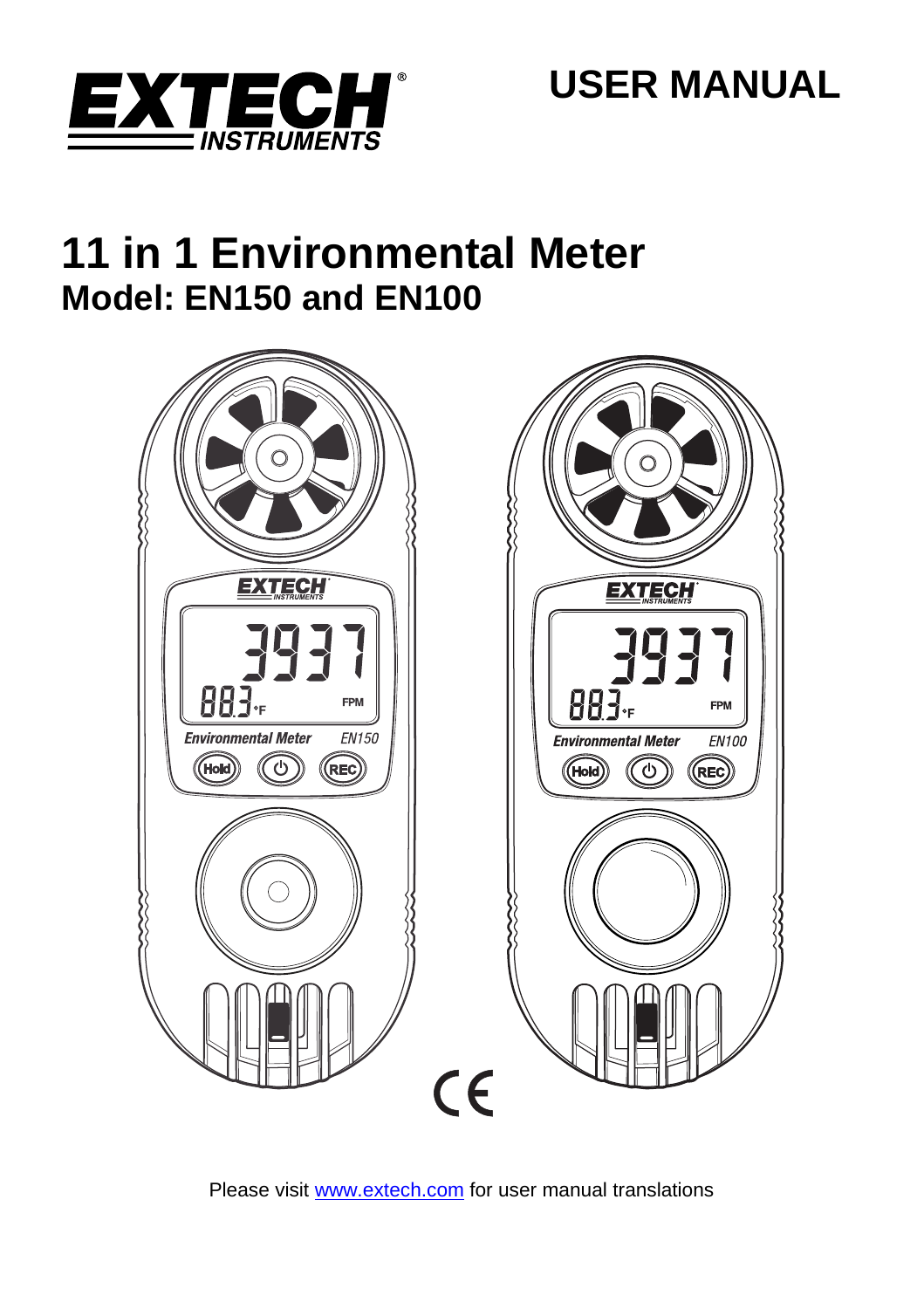EXTECH INSTRUMENTS

# USER MANUAL

# 11 in 1 Environmental Meter

## Model: EN150 and EN100

Please visit www.extech.com for user manual translations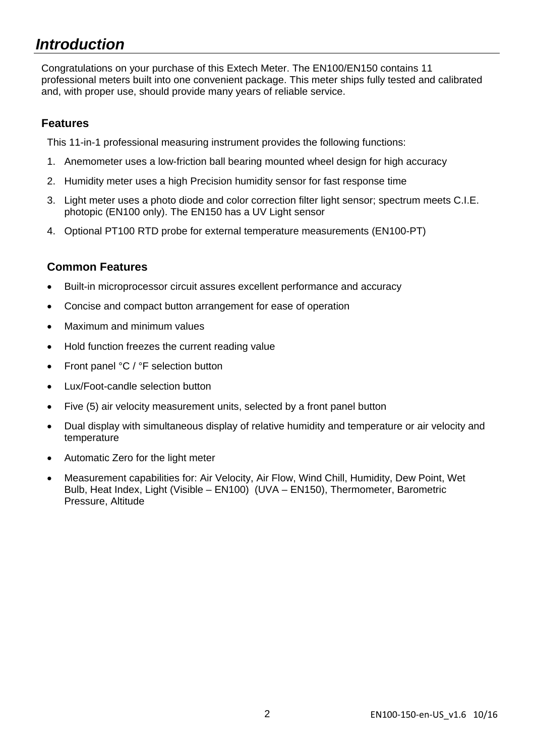# *Introduction*

Congratulations on your purchase of this Extech Meter. The EN100/EN150 contains 11 professional meters built into one convenient package. This meter ships fully tested and calibrated and, with proper use, should provide many years of reliable service.

## Features

This 11-in-1 professional measuring instrument provides the following functions:

1. Anemometer uses a low-friction ball bearing mounted wheel design for high accuracy
2. Humidity meter uses a high Precision humidity sensor for fast response time
3. Light meter uses a photo diode and color correction filter light sensor; spectrum meets C.I.E. photopic (EN100 only). The EN150 has a UV Light sensor
4. Optional PT100 RTD probe for external temperature measurements (EN100-PT)

## Common Features

- Built-in microprocessor circuit assures excellent performance and accuracy
- Concise and compact button arrangement for ease of operation
- Maximum and minimum values
- Hold function freezes the current reading value
- Front panel °C / °F selection button
- Lux/Foot-candle selection button
- Five (5) air velocity measurement units, selected by a front panel button
- Dual display with simultaneous display of relative humidity and temperature or air velocity and temperature
- Automatic Zero for the light meter
- Measurement capabilities for: Air Velocity, Air Flow, Wind Chill, Humidity, Dew Point, Wet Bulb, Heat Index, Light (Visible – EN100) (UVA – EN150), Thermometer, Barometric Pressure, Altitude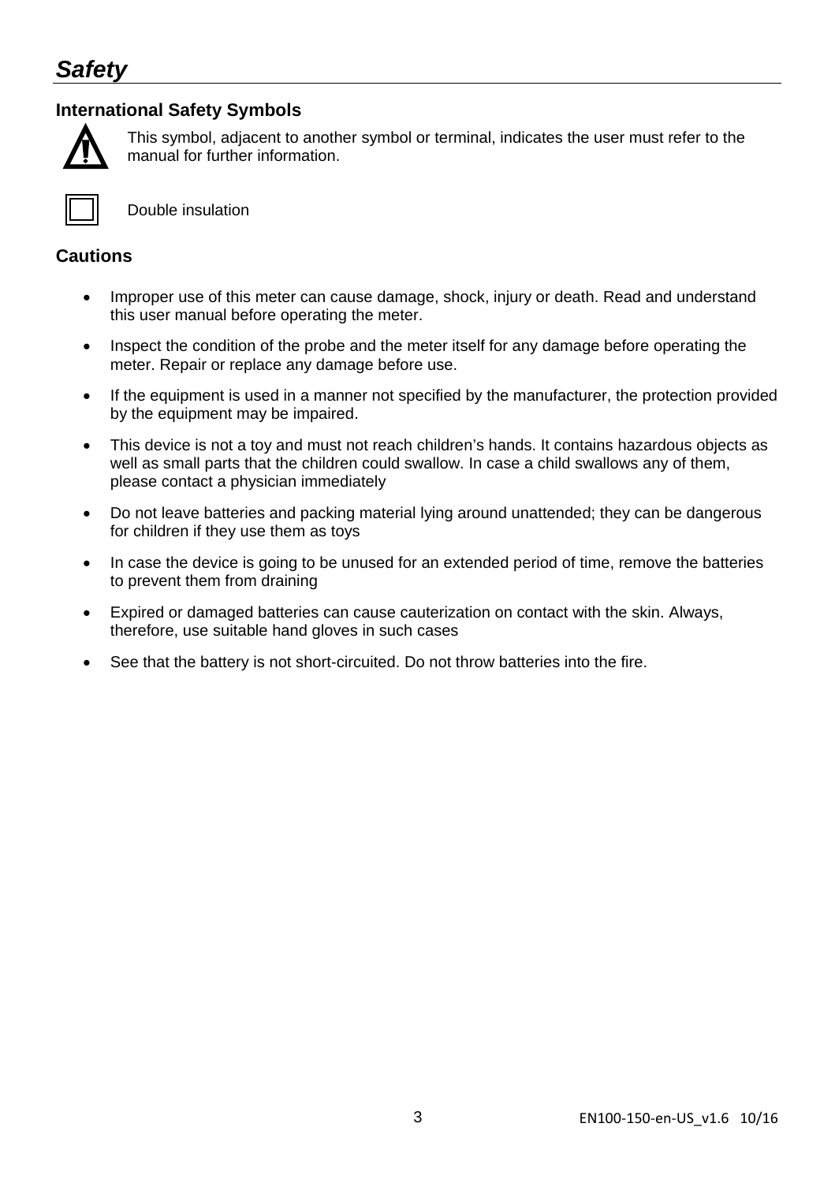# *Safety*

## International Safety Symbols

This symbol, adjacent to another symbol or terminal, indicates the user must refer to the manual for further information.

Double insulation

## Cautions

- Improper use of this meter can cause damage, shock, injury or death. Read and understand this user manual before operating the meter.
- Inspect the condition of the probe and the meter itself for any damage before operating the meter. Repair or replace any damage before use.
- If the equipment is used in a manner not specified by the manufacturer, the protection provided by the equipment may be impaired.
- This device is not a toy and must not reach children's hands. It contains hazardous objects as well as small parts that the children could swallow. In case a child swallows any of them, please contact a physician immediately
- Do not leave batteries and packing material lying around unattended; they can be dangerous for children if they use them as toys
- In case the device is going to be unused for an extended period of time, remove the batteries to prevent them from draining
- Expired or damaged batteries can cause cauterization on contact with the skin. Always, therefore, use suitable hand gloves in such cases
- See that the battery is not short-circuited. Do not throw batteries into the fire.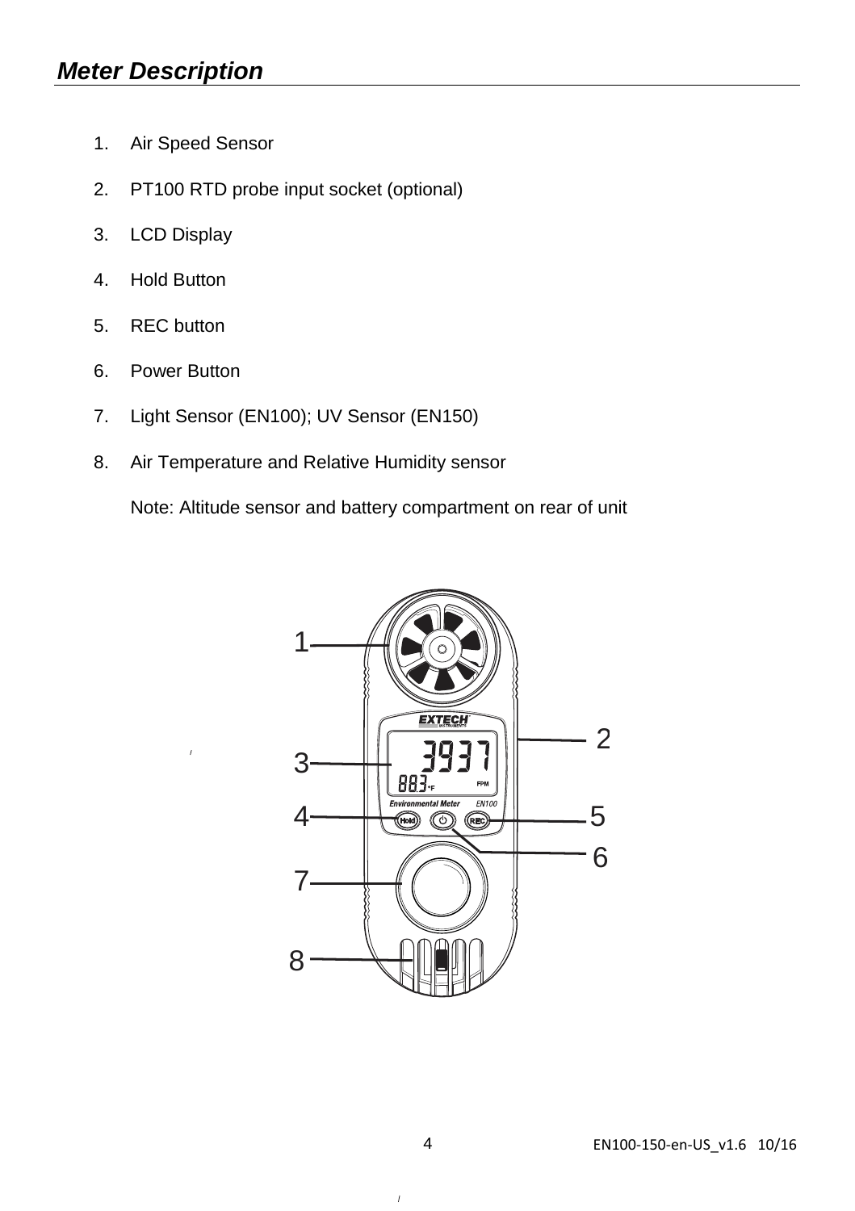## Meter Description

1. Air Speed Sensor
2. PT100 RTD probe input socket (optional)
3. LCD Display
4. Hold Button
5. REC button
6. Power Button
7. Light Sensor (EN100); UV Sensor (EN150)
8. Air Temperature and Relative Humidity sensor

   Note: Altitude sensor and battery compartment on rear of unit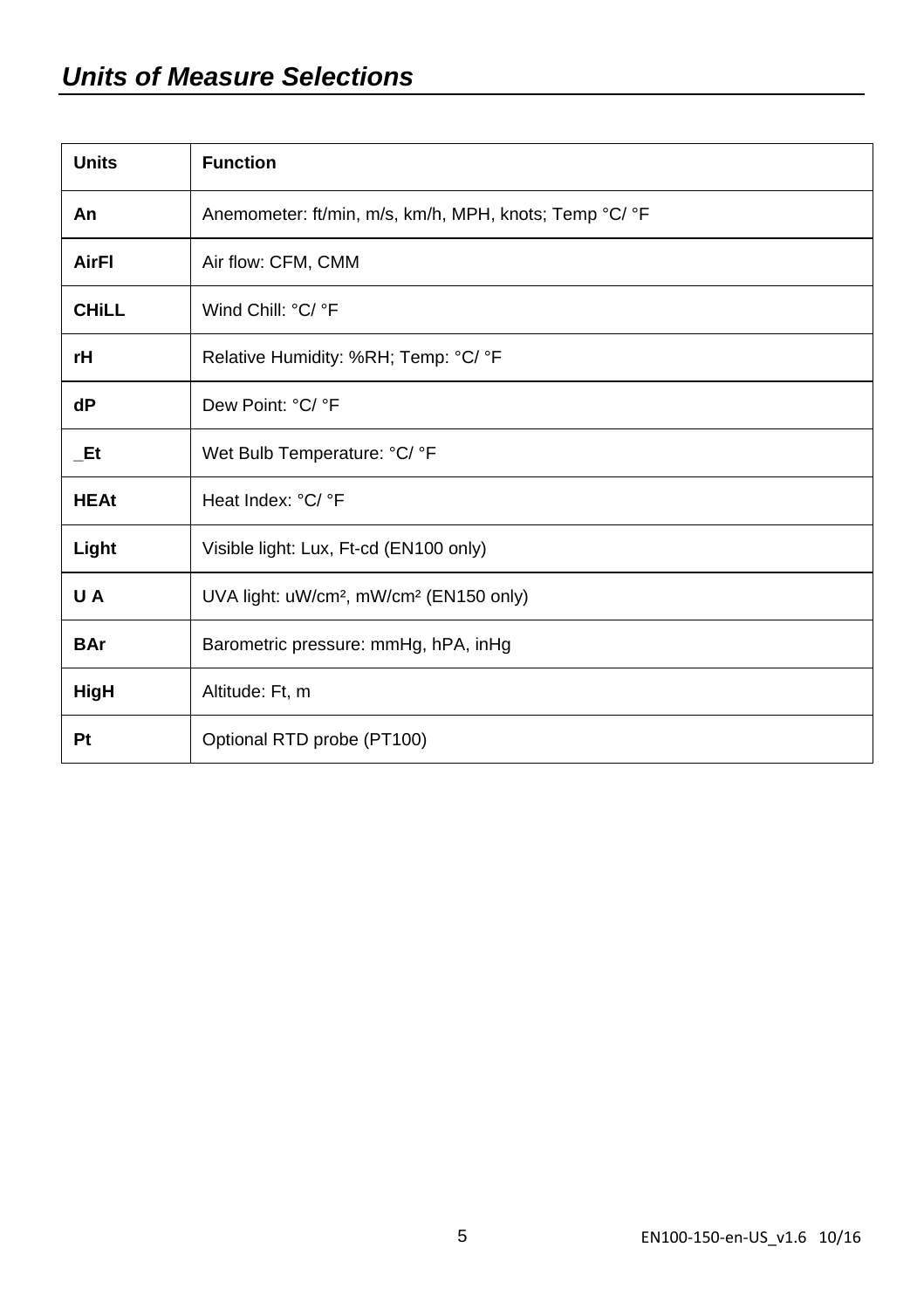## *Units of Measure Selections*

| Units | Function |
|---|---|
| **An** | Anemometer: ft/min, m/s, km/h, MPH, knots; Temp °C/ °F |
| **AirFl** | Air flow: CFM, CMM |
| **CHiLL** | Wind Chill: °C/ °F |
| **rH** | Relative Humidity: %RH; Temp: °C/ °F |
| **dP** | Dew Point: °C/ °F |
| **_Et** | Wet Bulb Temperature: °C/ °F |
| **HEAt** | Heat Index: °C/ °F |
| **Light** | Visible light: Lux, Ft-cd (EN100 only) |
| **U A** | UVA light: uW/cm², mW/cm² (EN150 only) |
| **BAr** | Barometric pressure: mmHg, hPA, inHg |
| **HigH** | Altitude: Ft, m |
| **Pt** | Optional RTD probe (PT100) |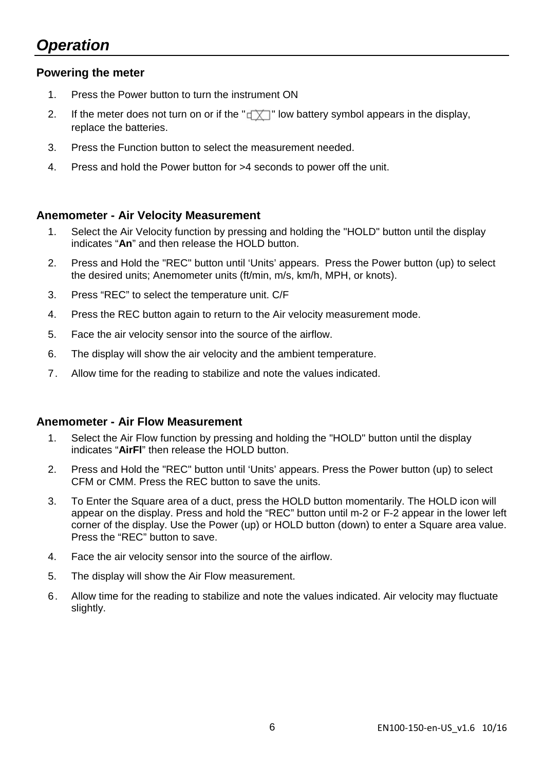# *Operation*

### Powering the meter

1. Press the Power button to turn the instrument ON
2. If the meter does not turn on or if the "" low battery symbol appears in the display, replace the batteries.
3. Press the Function button to select the measurement needed.
4. Press and hold the Power button for >4 seconds to power off the unit.

### Anemometer - Air Velocity Measurement

1. Select the Air Velocity function by pressing and holding the "HOLD" button until the display indicates “**An**” and then release the HOLD button.
2. Press and Hold the "REC" button until ‘Units’ appears. Press the Power button (up) to select the desired units; Anemometer units (ft/min, m/s, km/h, MPH, or knots).
3. Press “REC” to select the temperature unit. C/F
4. Press the REC button again to return to the Air velocity measurement mode.
5. Face the air velocity sensor into the source of the airflow.
6. The display will show the air velocity and the ambient temperature.
7. Allow time for the reading to stabilize and note the values indicated.

### Anemometer - Air Flow Measurement

1. Select the Air Flow function by pressing and holding the "HOLD" button until the display indicates “**AirFl**” then release the HOLD button.
2. Press and Hold the "REC" button until ‘Units’ appears. Press the Power button (up) to select CFM or CMM. Press the REC button to save the units.
3. To Enter the Square area of a duct, press the HOLD button momentarily. The HOLD icon will appear on the display. Press and hold the “REC” button until m-2 or F-2 appear in the lower left corner of the display. Use the Power (up) or HOLD button (down) to enter a Square area value. Press the “REC” button to save.
4. Face the air velocity sensor into the source of the airflow.
5. The display will show the Air Flow measurement.
6. Allow time for the reading to stabilize and note the values indicated. Air velocity may fluctuate slightly.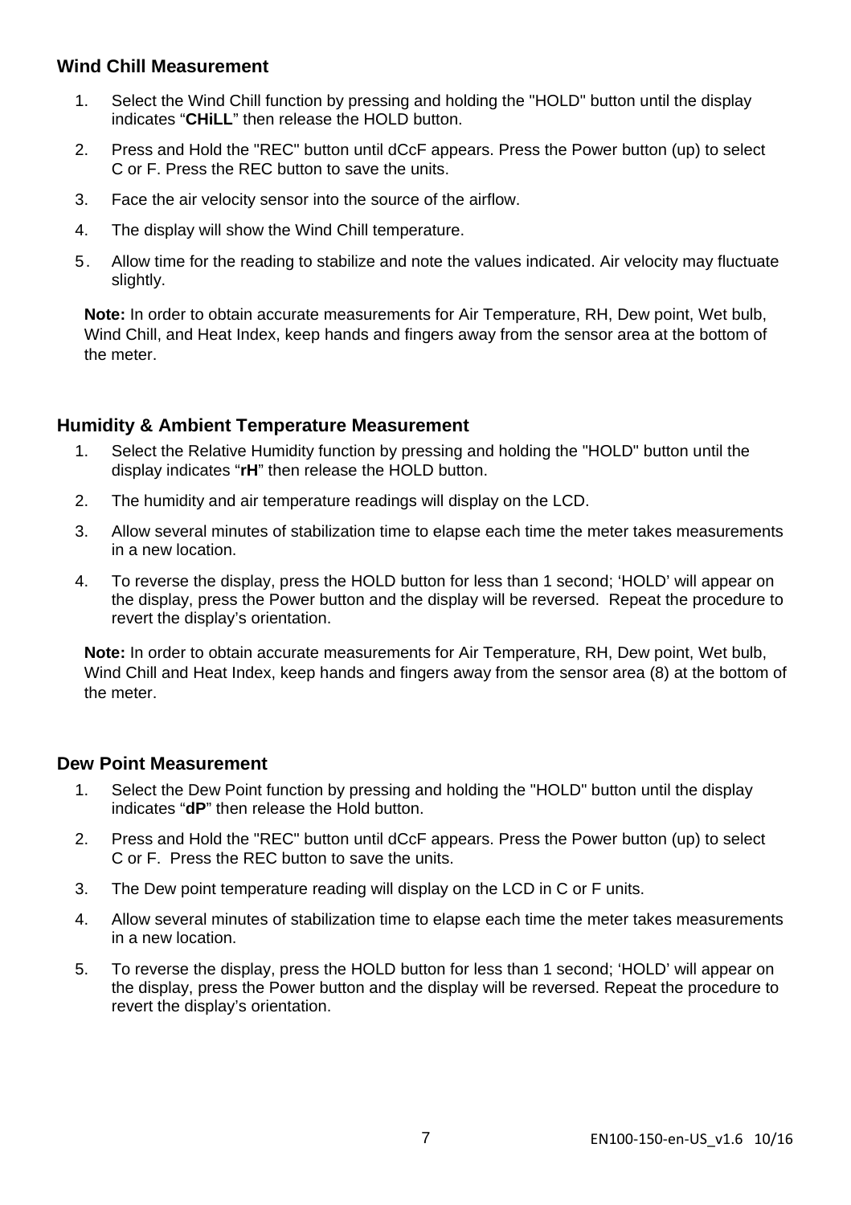## Wind Chill Measurement

1. Select the Wind Chill function by pressing and holding the "HOLD" button until the display indicates "**CHiLL**" then release the HOLD button.
2. Press and Hold the "REC" button until dCcF appears. Press the Power button (up) to select C or F. Press the REC button to save the units.
3. Face the air velocity sensor into the source of the airflow.
4. The display will show the Wind Chill temperature.
5. Allow time for the reading to stabilize and note the values indicated. Air velocity may fluctuate slightly.

**Note:** In order to obtain accurate measurements for Air Temperature, RH, Dew point, Wet bulb, Wind Chill, and Heat Index, keep hands and fingers away from the sensor area at the bottom of the meter.

## Humidity & Ambient Temperature Measurement

1. Select the Relative Humidity function by pressing and holding the "HOLD" button until the display indicates "**rH**" then release the HOLD button.
2. The humidity and air temperature readings will display on the LCD.
3. Allow several minutes of stabilization time to elapse each time the meter takes measurements in a new location.
4. To reverse the display, press the HOLD button for less than 1 second; 'HOLD' will appear on the display, press the Power button and the display will be reversed. Repeat the procedure to revert the display's orientation.

**Note:** In order to obtain accurate measurements for Air Temperature, RH, Dew point, Wet bulb, Wind Chill and Heat Index, keep hands and fingers away from the sensor area (8) at the bottom of the meter.

## Dew Point Measurement

1. Select the Dew Point function by pressing and holding the "HOLD" button until the display indicates "**dP**" then release the Hold button.
2. Press and Hold the "REC" button until dCcF appears. Press the Power button (up) to select C or F. Press the REC button to save the units.
3. The Dew point temperature reading will display on the LCD in C or F units.
4. Allow several minutes of stabilization time to elapse each time the meter takes measurements in a new location.
5. To reverse the display, press the HOLD button for less than 1 second; 'HOLD' will appear on the display, press the Power button and the display will be reversed. Repeat the procedure to revert the display's orientation.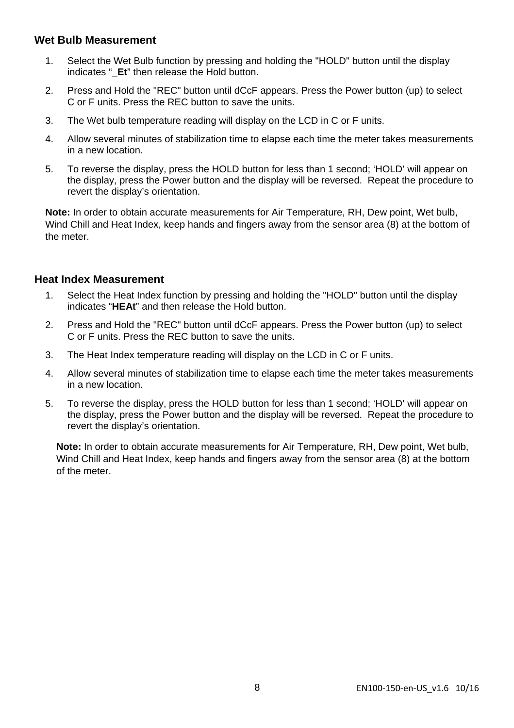### Wet Bulb Measurement

1. Select the Wet Bulb function by pressing and holding the "HOLD" button until the display indicates "**_Et**" then release the Hold button.
2. Press and Hold the "REC" button until dCcF appears. Press the Power button (up) to select C or F units. Press the REC button to save the units.
3. The Wet bulb temperature reading will display on the LCD in C or F units.
4. Allow several minutes of stabilization time to elapse each time the meter takes measurements in a new location.
5. To reverse the display, press the HOLD button for less than 1 second; 'HOLD' will appear on the display, press the Power button and the display will be reversed. Repeat the procedure to revert the display's orientation.

**Note:** In order to obtain accurate measurements for Air Temperature, RH, Dew point, Wet bulb, Wind Chill and Heat Index, keep hands and fingers away from the sensor area (8) at the bottom of the meter.

### Heat Index Measurement

1. Select the Heat Index function by pressing and holding the "HOLD" button until the display indicates "**HEAt**" and then release the Hold button.
2. Press and Hold the "REC" button until dCcF appears. Press the Power button (up) to select C or F units. Press the REC button to save the units.
3. The Heat Index temperature reading will display on the LCD in C or F units.
4. Allow several minutes of stabilization time to elapse each time the meter takes measurements in a new location.
5. To reverse the display, press the HOLD button for less than 1 second; 'HOLD' will appear on the display, press the Power button and the display will be reversed. Repeat the procedure to revert the display's orientation.

**Note:** In order to obtain accurate measurements for Air Temperature, RH, Dew point, Wet bulb, Wind Chill and Heat Index, keep hands and fingers away from the sensor area (8) at the bottom of the meter.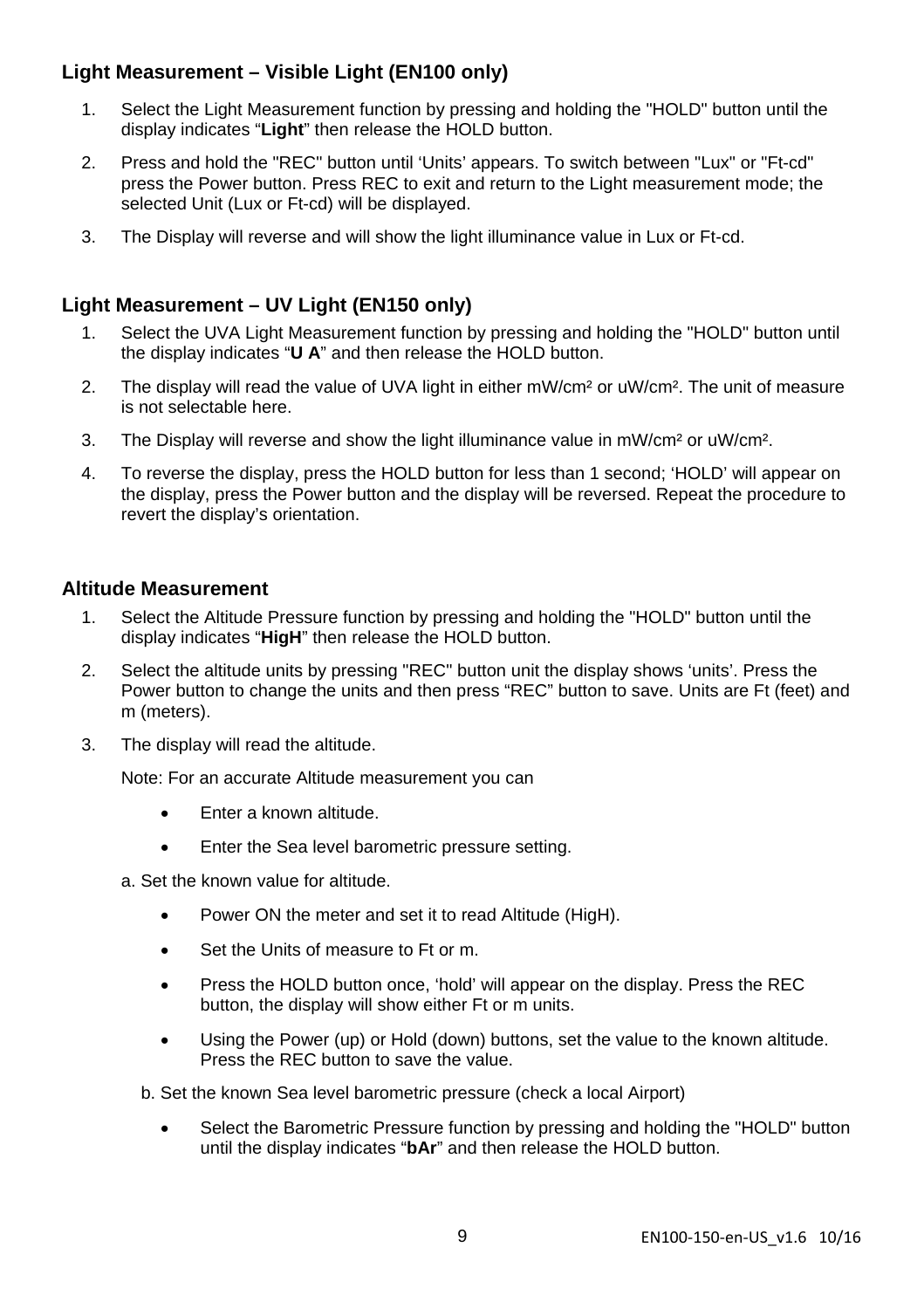### Light Measurement – Visible Light (EN100 only)

1. Select the Light Measurement function by pressing and holding the "HOLD" button until the display indicates “**Light**” then release the HOLD button.
2. Press and hold the "REC" button until ‘Units’ appears. To switch between "Lux" or "Ft-cd" press the Power button. Press REC to exit and return to the Light measurement mode; the selected Unit (Lux or Ft-cd) will be displayed.
3. The Display will reverse and will show the light illuminance value in Lux or Ft-cd.

### Light Measurement – UV Light (EN150 only)

1. Select the UVA Light Measurement function by pressing and holding the "HOLD" button until the display indicates “**U A**” and then release the HOLD button.
2. The display will read the value of UVA light in either mW/cm² or uW/cm². The unit of measure is not selectable here.
3. The Display will reverse and show the light illuminance value in mW/cm² or uW/cm².
4. To reverse the display, press the HOLD button for less than 1 second; ‘HOLD’ will appear on the display, press the Power button and the display will be reversed. Repeat the procedure to revert the display’s orientation.

### Altitude Measurement

1. Select the Altitude Pressure function by pressing and holding the "HOLD" button until the display indicates “**HigH**” then release the HOLD button.
2. Select the altitude units by pressing "REC" button unit the display shows ‘units’. Press the Power button to change the units and then press “REC” button to save. Units are Ft (feet) and m (meters).
3. The display will read the altitude.

   Note: For an accurate Altitude measurement you can

   - Enter a known altitude.
   - Enter the Sea level barometric pressure setting.

   a. Set the known value for altitude.

   - Power ON the meter and set it to read Altitude (HigH).
   - Set the Units of measure to Ft or m.
   - Press the HOLD button once, ‘hold’ will appear on the display. Press the REC button, the display will show either Ft or m units.
   - Using the Power (up) or Hold (down) buttons, set the value to the known altitude. Press the REC button to save the value.

   b. Set the known Sea level barometric pressure (check a local Airport)

   - Select the Barometric Pressure function by pressing and holding the "HOLD" button until the display indicates “**bAr**” and then release the HOLD button.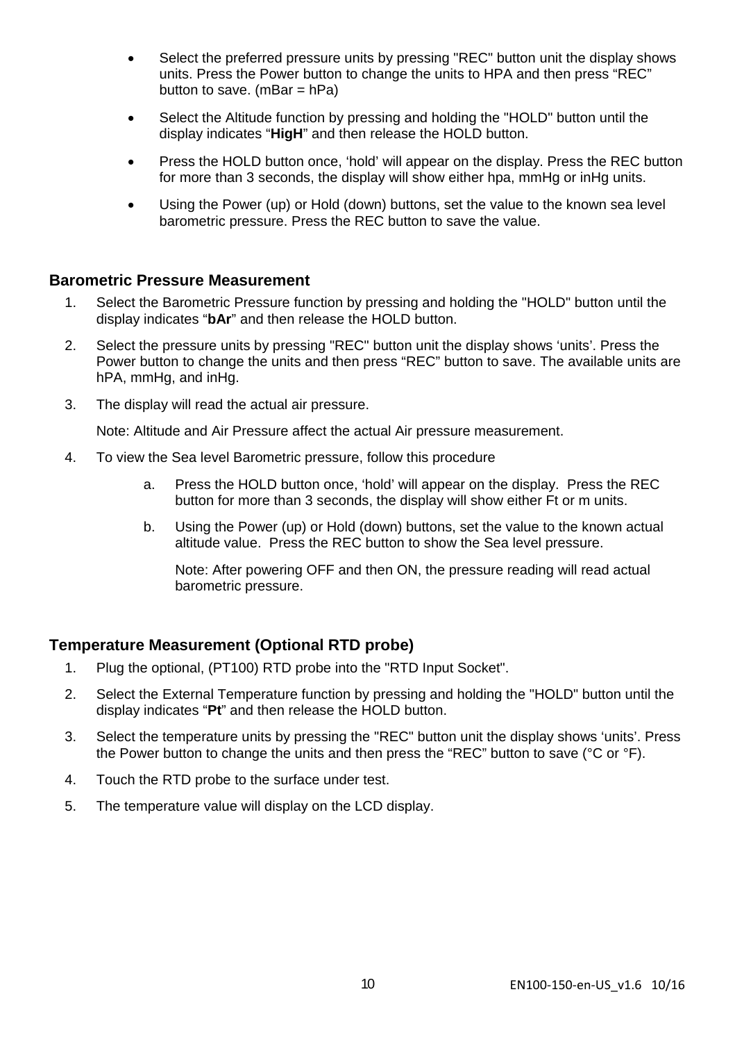- Select the preferred pressure units by pressing "REC" button unit the display shows units. Press the Power button to change the units to HPA and then press "REC" button to save. (mBar = hPa)
- Select the Altitude function by pressing and holding the "HOLD" button until the display indicates "**HigH**" and then release the HOLD button.
- Press the HOLD button once, 'hold' will appear on the display. Press the REC button for more than 3 seconds, the display will show either hpa, mmHg or inHg units.
- Using the Power (up) or Hold (down) buttons, set the value to the known sea level barometric pressure. Press the REC button to save the value.

## Barometric Pressure Measurement

1. Select the Barometric Pressure function by pressing and holding the "HOLD" button until the display indicates "**bAr**" and then release the HOLD button.
2. Select the pressure units by pressing "REC" button unit the display shows 'units'. Press the Power button to change the units and then press "REC" button to save. The available units are hPA, mmHg, and inHg.
3. The display will read the actual air pressure.

   Note: Altitude and Air Pressure affect the actual Air pressure measurement.

4. To view the Sea level Barometric pressure, follow this procedure
   a. Press the HOLD button once, 'hold' will appear on the display. Press the REC button for more than 3 seconds, the display will show either Ft or m units.
   b. Using the Power (up) or Hold (down) buttons, set the value to the known actual altitude value. Press the REC button to show the Sea level pressure.

      Note: After powering OFF and then ON, the pressure reading will read actual barometric pressure.

## Temperature Measurement (Optional RTD probe)

1. Plug the optional, (PT100) RTD probe into the "RTD Input Socket".
2. Select the External Temperature function by pressing and holding the "HOLD" button until the display indicates "**Pt**" and then release the HOLD button.
3. Select the temperature units by pressing the "REC" button unit the display shows 'units'. Press the Power button to change the units and then press the "REC" button to save (°C or °F).
4. Touch the RTD probe to the surface under test.
5. The temperature value will display on the LCD display.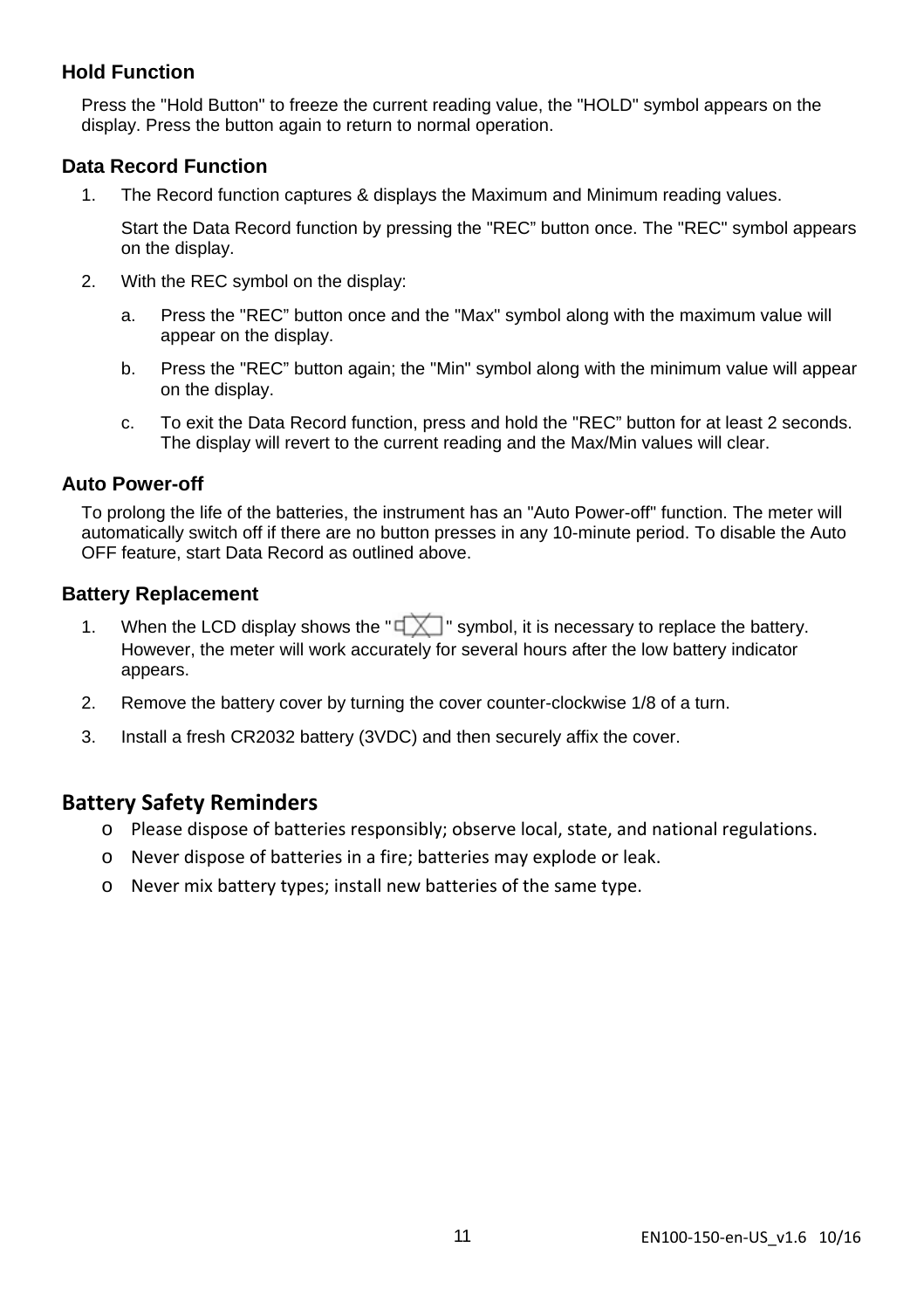### Hold Function

Press the "Hold Button" to freeze the current reading value, the "HOLD" symbol appears on the display. Press the button again to return to normal operation.

### Data Record Function

1. The Record function captures & displays the Maximum and Minimum reading values.

   Start the Data Record function by pressing the "REC" button once. The "REC" symbol appears on the display.

2. With the REC symbol on the display:

   a. Press the "REC" button once and the "Max" symbol along with the maximum value will appear on the display.

   b. Press the "REC" button again; the "Min" symbol along with the minimum value will appear on the display.

   c. To exit the Data Record function, press and hold the "REC" button for at least 2 seconds. The display will revert to the current reading and the Max/Min values will clear.

### Auto Power-off

To prolong the life of the batteries, the instrument has an "Auto Power-off" function. The meter will automatically switch off if there are no button presses in any 10-minute period. To disable the Auto OFF feature, start Data Record as outlined above.

### Battery Replacement

1. When the LCD display shows the " " symbol, it is necessary to replace the battery. However, the meter will work accurately for several hours after the low battery indicator appears.
2. Remove the battery cover by turning the cover counter-clockwise 1/8 of a turn.
3. Install a fresh CR2032 battery (3VDC) and then securely affix the cover.

## Battery Safety Reminders

- Please dispose of batteries responsibly; observe local, state, and national regulations.
- Never dispose of batteries in a fire; batteries may explode or leak.
- Never mix battery types; install new batteries of the same type.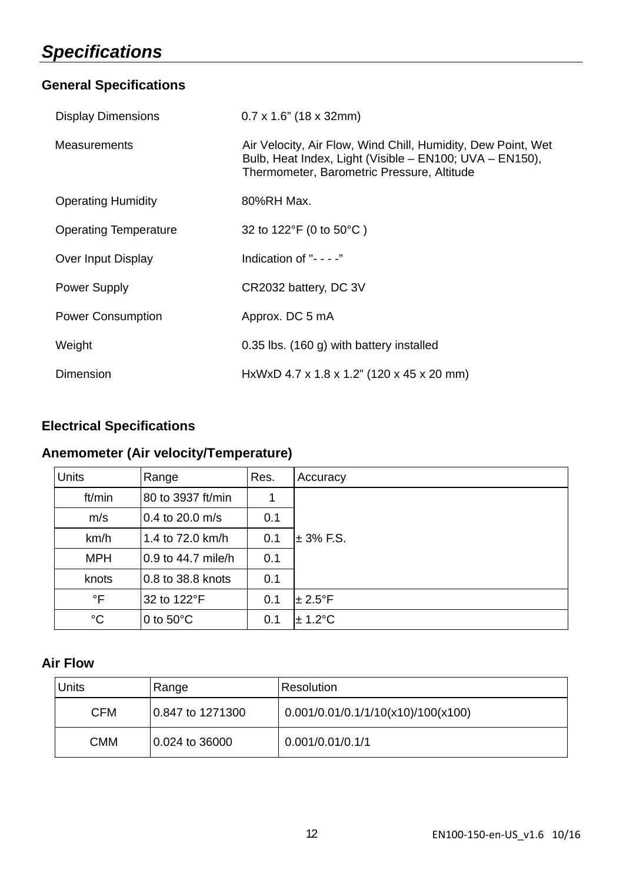# *Specifications*

## General Specifications

| | |
|---|---|
| Display Dimensions | 0.7 x 1.6" (18 x 32mm) |
| Measurements | Air Velocity, Air Flow, Wind Chill, Humidity, Dew Point, Wet Bulb, Heat Index, Light (Visible – EN100; UVA – EN150), Thermometer, Barometric Pressure, Altitude |
| Operating Humidity | 80%RH Max. |
| Operating Temperature | 32 to 122°F (0 to 50°C ) |
| Over Input Display | Indication of "- - - -" |
| Power Supply | CR2032 battery, DC 3V |
| Power Consumption | Approx. DC 5 mA |
| Weight | 0.35 lbs. (160 g) with battery installed |
| Dimension | HxWxD 4.7 x 1.8 x 1.2" (120 x 45 x 20 mm) |

## Electrical Specifications

### Anemometer (Air velocity/Temperature)

| Units | Range | Res. | Accuracy |
|---|---|---|---|
| ft/min | 80 to 3937 ft/min | 1 | ± 3% F.S. |
| m/s | 0.4 to 20.0 m/s | 0.1 | |
| km/h | 1.4 to 72.0 km/h | 0.1 | |
| MPH | 0.9 to 44.7 mile/h | 0.1 | |
| knots | 0.8 to 38.8 knots | 0.1 | |
| °F | 32 to 122°F | 0.1 | ± 2.5°F |
| °C | 0 to 50°C | 0.1 | ± 1.2°C |

### Air Flow

| Units | Range | Resolution |
|---|---|---|
| CFM | 0.847 to 1271300 | 0.001/0.01/0.1/1/10(x10)/100(x100) |
| CMM | 0.024 to 36000 | 0.001/0.01/0.1/1 |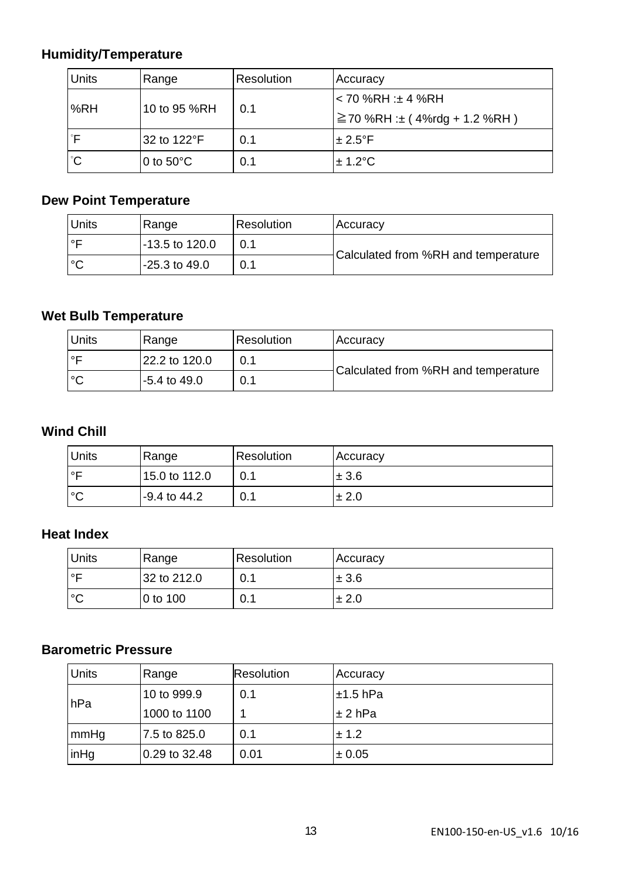### Humidity/Temperature

| Units | Range | Resolution | Accuracy |
|---|---|---|---|
| %RH | 10 to 95 %RH | 0.1 | < 70 %RH :± 4 %RH<br>≧70 %RH :± ( 4%rdg + 1.2 %RH ) |
| ˚F | 32 to 122°F | 0.1 | ± 2.5°F |
| ˚C | 0 to 50°C | 0.1 | ± 1.2°C |

### Dew Point Temperature

| Units | Range | Resolution | Accuracy |
|---|---|---|---|
| °F | -13.5 to 120.0 | 0.1 | Calculated from %RH and temperature |
| °C | -25.3 to 49.0 | 0.1 | |

### Wet Bulb Temperature

| Units | Range | Resolution | Accuracy |
|---|---|---|---|
| °F | 22.2 to 120.0 | 0.1 | Calculated from %RH and temperature |
| °C | -5.4 to 49.0 | 0.1 | |

### Wind Chill

| Units | Range | Resolution | Accuracy |
|---|---|---|---|
| °F | 15.0 to 112.0 | 0.1 | ± 3.6 |
| °C | -9.4 to 44.2 | 0.1 | ± 2.0 |

### Heat Index

| Units | Range | Resolution | Accuracy |
|---|---|---|---|
| °F | 32 to 212.0 | 0.1 | ± 3.6 |
| °C | 0 to 100 | 0.1 | ± 2.0 |

### Barometric Pressure

| Units | Range | Resolution | Accuracy |
|---|---|---|---|
| hPa | 10 to 999.9 | 0.1 | ±1.5 hPa |
| | 1000 to 1100 | 1 | ± 2 hPa |
| mmHg | 7.5 to 825.0 | 0.1 | ± 1.2 |
| inHg | 0.29 to 32.48 | 0.01 | ± 0.05 |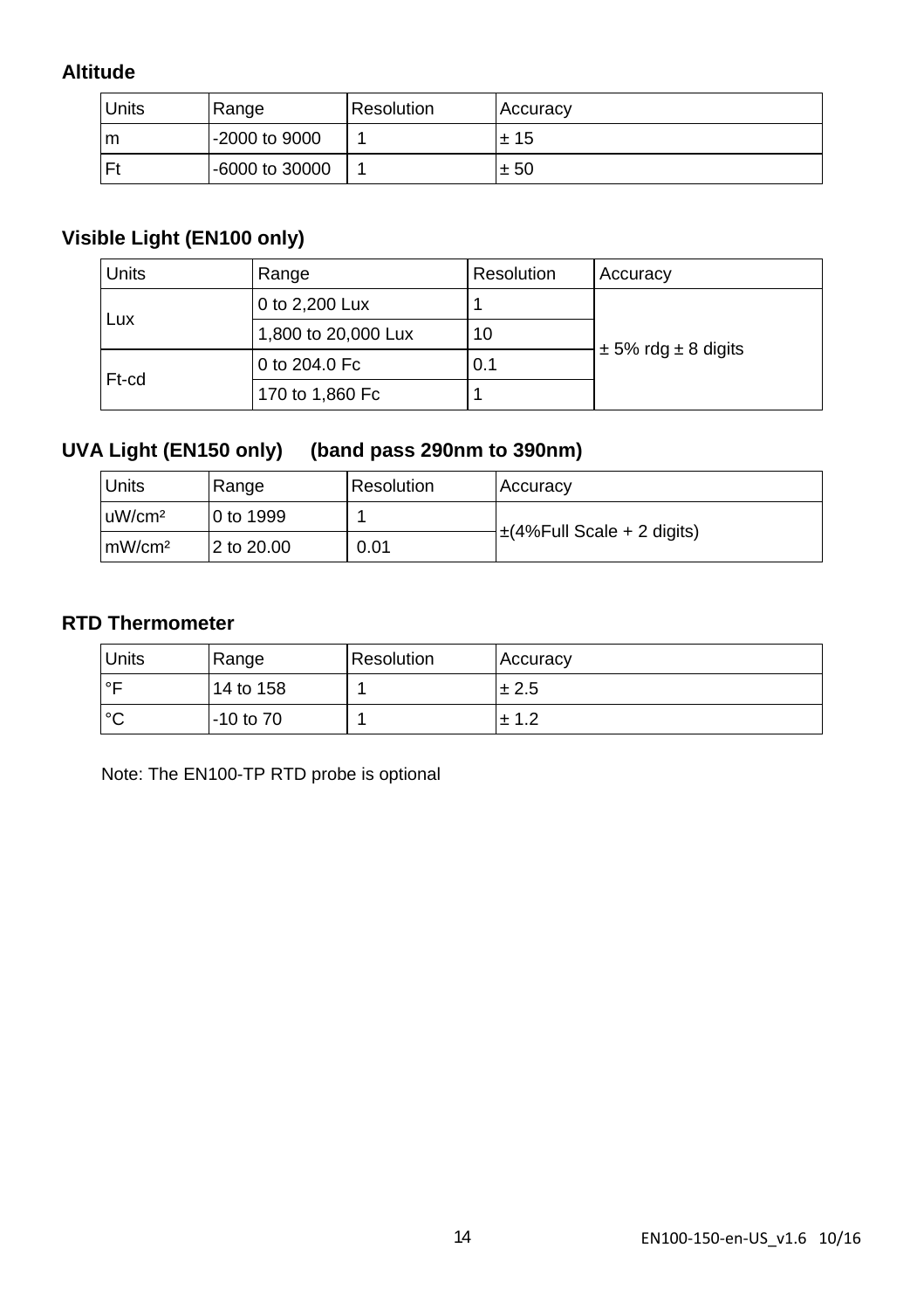**Altitude**

| Units | Range | Resolution | Accuracy |
|---|---|---|---|
| m | -2000 to 9000 | 1 | ± 15 |
| Ft | -6000 to 30000 | 1 | ± 50 |

**Visible Light (EN100 only)**

| Units | Range | Resolution | Accuracy |
|---|---|---|---|
| Lux | 0 to 2,200 Lux | 1 | ± 5% rdg ± 8 digits |
| | 1,800 to 20,000 Lux | 10 | |
| Ft-cd | 0 to 204.0 Fc | 0.1 | |
| | 170 to 1,860 Fc | 1 | |

**UVA Light (EN150 only) (band pass 290nm to 390nm)**

| Units | Range | Resolution | Accuracy |
|---|---|---|---|
| uW/cm² | 0 to 1999 | 1 | ±(4%Full Scale + 2 digits) |
| mW/cm² | 2 to 20.00 | 0.01 | |

**RTD Thermometer**

| Units | Range | Resolution | Accuracy |
|---|---|---|---|
| °F | 14 to 158 | 1 | ± 2.5 |
| °C | -10 to 70 | 1 | ± 1.2 |

Note: The EN100-TP RTD probe is optional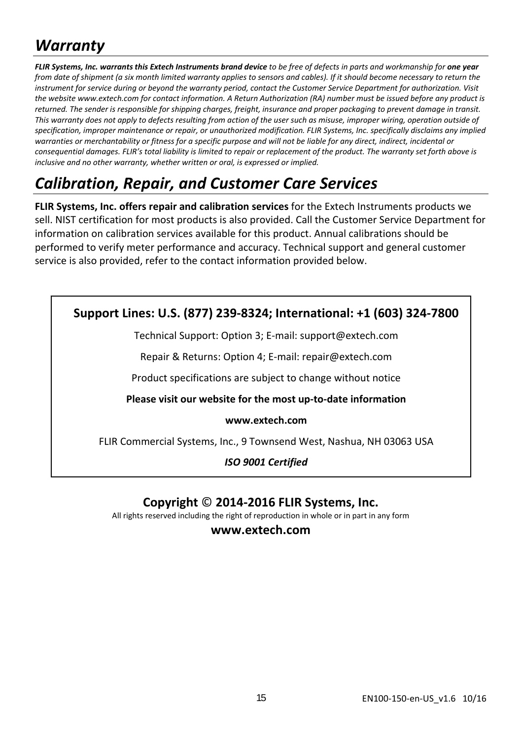# *Warranty*

***FLIR Systems, Inc. warrants this Extech Instruments brand device** to be free of defects in parts and workmanship for **one year** from date of shipment (a six month limited warranty applies to sensors and cables). If it should become necessary to return the instrument for service during or beyond the warranty period, contact the Customer Service Department for authorization. Visit the website www.extech.com for contact information. A Return Authorization (RA) number must be issued before any product is returned. The sender is responsible for shipping charges, freight, insurance and proper packaging to prevent damage in transit. This warranty does not apply to defects resulting from action of the user such as misuse, improper wiring, operation outside of specification, improper maintenance or repair, or unauthorized modification. FLIR Systems, Inc. specifically disclaims any implied warranties or merchantability or fitness for a specific purpose and will not be liable for any direct, indirect, incidental or consequential damages. FLIR's total liability is limited to repair or replacement of the product. The warranty set forth above is inclusive and no other warranty, whether written or oral, is expressed or implied.*

# *Calibration, Repair, and Customer Care Services*

**FLIR Systems, Inc. offers repair and calibration services** for the Extech Instruments products we sell. NIST certification for most products is also provided. Call the Customer Service Department for information on calibration services available for this product. Annual calibrations should be performed to verify meter performance and accuracy. Technical support and general customer service is also provided, refer to the contact information provided below.

**Support Lines: U.S. (877) 239-8324; International: +1 (603) 324-7800**

Technical Support: Option 3; E-mail: support@extech.com

Repair & Returns: Option 4; E-mail: repair@extech.com

Product specifications are subject to change without notice

**Please visit our website for the most up-to-date information**

**www.extech.com**

FLIR Commercial Systems, Inc., 9 Townsend West, Nashua, NH 03063 USA

***ISO 9001 Certified***

**Copyright © 2014-2016 FLIR Systems, Inc.**

All rights reserved including the right of reproduction in whole or in part in any form

**www.extech.com**

EN100-150-en-US_v1.6 10/16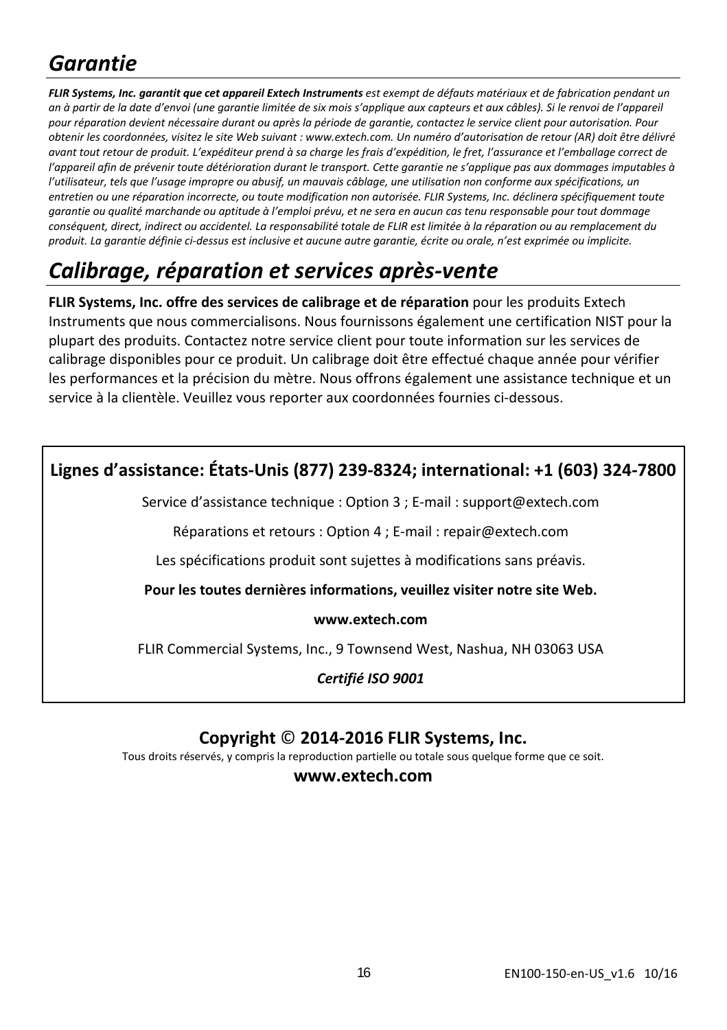# *Garantie*

***FLIR Systems, Inc. garantit que cet appareil Extech Instruments** est exempt de défauts matériaux et de fabrication pendant un an à partir de la date d'envoi (une garantie limitée de six mois s'applique aux capteurs et aux câbles). Si le renvoi de l'appareil pour réparation devient nécessaire durant ou après la période de garantie, contactez le service client pour autorisation. Pour obtenir les coordonnées, visitez le site Web suivant : www.extech.com. Un numéro d'autorisation de retour (AR) doit être délivré avant tout retour de produit. L'expéditeur prend à sa charge les frais d'expédition, le fret, l'assurance et l'emballage correct de l'appareil afin de prévenir toute détérioration durant le transport. Cette garantie ne s'applique pas aux dommages imputables à l'utilisateur, tels que l'usage impropre ou abusif, un mauvais câblage, une utilisation non conforme aux spécifications, un entretien ou une réparation incorrecte, ou toute modification non autorisée. FLIR Systems, Inc. déclinera spécifiquement toute garantie ou qualité marchande ou aptitude à l'emploi prévu, et ne sera en aucun cas tenu responsable pour tout dommage conséquent, direct, indirect ou accidentel. La responsabilité totale de FLIR est limitée à la réparation ou au remplacement du produit. La garantie définie ci-dessus est inclusive et aucune autre garantie, écrite ou orale, n'est exprimée ou implicite.*

# *Calibrage, réparation et services après-vente*

**FLIR Systems, Inc. offre des services de calibrage et de réparation** pour les produits Extech Instruments que nous commercialisons. Nous fournissons également une certification NIST pour la plupart des produits. Contactez notre service client pour toute information sur les services de calibrage disponibles pour ce produit. Un calibrage doit être effectué chaque année pour vérifier les performances et la précision du mètre. Nous offrons également une assistance technique et un service à la clientèle. Veuillez vous reporter aux coordonnées fournies ci-dessous.

**Lignes d'assistance: États-Unis (877) 239-8324; international: +1 (603) 324-7800**

Service d'assistance technique : Option 3 ; E-mail : support@extech.com

Réparations et retours : Option 4 ; E-mail : repair@extech.com

Les spécifications produit sont sujettes à modifications sans préavis.

**Pour les toutes dernières informations, veuillez visiter notre site Web.**

**www.extech.com**

FLIR Commercial Systems, Inc., 9 Townsend West, Nashua, NH 03063 USA

***Certifié ISO 9001***

**Copyright © 2014-2016 FLIR Systems, Inc.**

Tous droits réservés, y compris la reproduction partielle ou totale sous quelque forme que ce soit.

**www.extech.com**

EN100-150-en-US_v1.6 10/16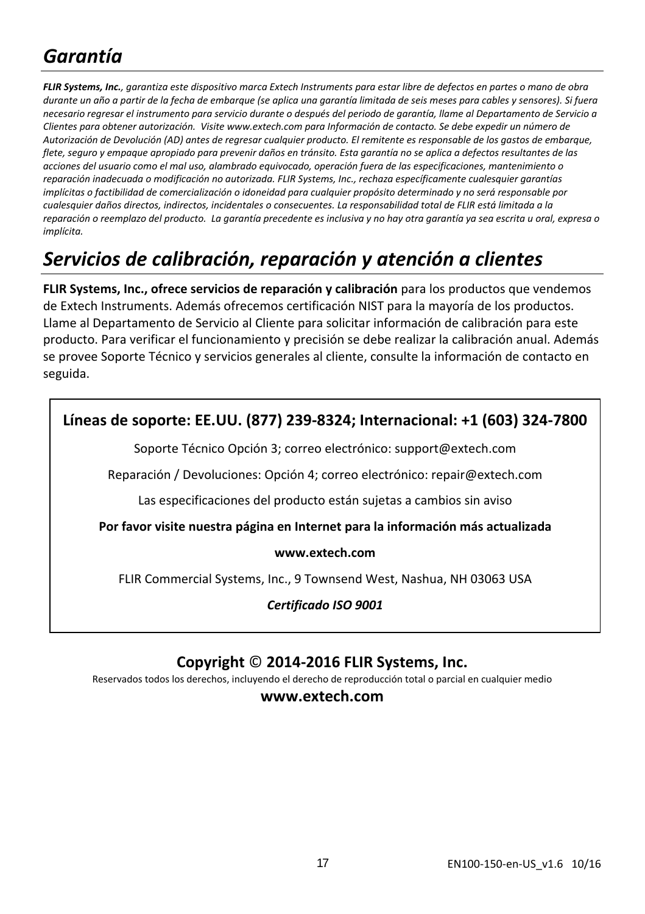# *Garantía*

***FLIR Systems, Inc.**, garantiza este dispositivo marca Extech Instruments para estar libre de defectos en partes o mano de obra durante un año a partir de la fecha de embarque (se aplica una garantía limitada de seis meses para cables y sensores). Si fuera necesario regresar el instrumento para servicio durante o después del periodo de garantía, llame al Departamento de Servicio a Clientes para obtener autorización. Visite www.extech.com para Información de contacto. Se debe expedir un número de Autorización de Devolución (AD) antes de regresar cualquier producto. El remitente es responsable de los gastos de embarque, flete, seguro y empaque apropiado para prevenir daños en tránsito. Esta garantía no se aplica a defectos resultantes de las acciones del usuario como el mal uso, alambrado equivocado, operación fuera de las especificaciones, mantenimiento o reparación inadecuada o modificación no autorizada. FLIR Systems, Inc., rechaza específicamente cualesquier garantías implícitas o factibilidad de comercialización o idoneidad para cualquier propósito determinado y no será responsable por cualesquier daños directos, indirectos, incidentales o consecuentes. La responsabilidad total de FLIR está limitada a la reparación o reemplazo del producto. La garantía precedente es inclusiva y no hay otra garantía ya sea escrita u oral, expresa o implícita.*

# *Servicios de calibración, reparación y atención a clientes*

**FLIR Systems, Inc., ofrece servicios de reparación y calibración** para los productos que vendemos de Extech Instruments. Además ofrecemos certificación NIST para la mayoría de los productos. Llame al Departamento de Servicio al Cliente para solicitar información de calibración para este producto. Para verificar el funcionamiento y precisión se debe realizar la calibración anual. Además se provee Soporte Técnico y servicios generales al cliente, consulte la información de contacto en seguida.

**Líneas de soporte: EE.UU. (877) 239-8324; Internacional: +1 (603) 324-7800**

Soporte Técnico Opción 3; correo electrónico: support@extech.com

Reparación / Devoluciones: Opción 4; correo electrónico: repair@extech.com

Las especificaciones del producto están sujetas a cambios sin aviso

**Por favor visite nuestra página en Internet para la información más actualizada**

**www.extech.com**

FLIR Commercial Systems, Inc., 9 Townsend West, Nashua, NH 03063 USA

***Certificado ISO 9001***

**Copyright © 2014-2016 FLIR Systems, Inc.**

Reservados todos los derechos, incluyendo el derecho de reproducción total o parcial en cualquier medio

**www.extech.com**

EN100-150-en-US_v1.6 10/16